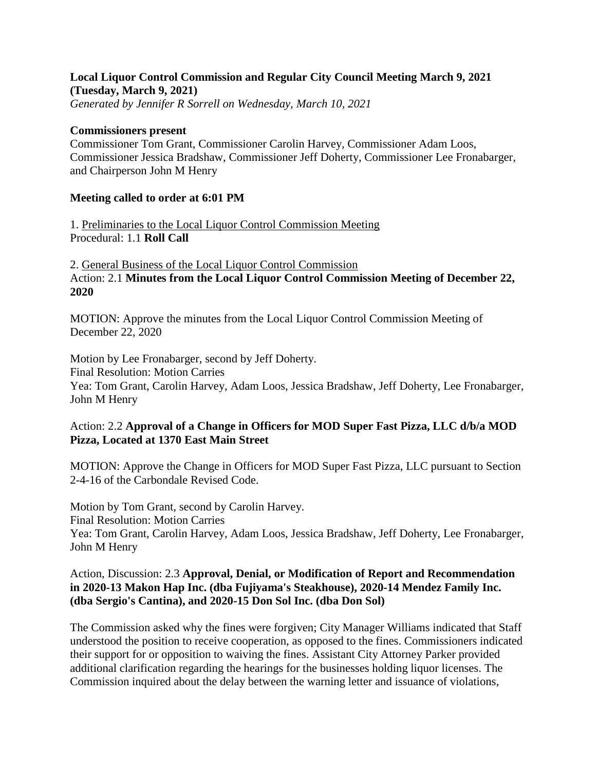**Local Liquor Control Commission and Regular City Council Meeting March 9, 2021 (Tuesday, March 9, 2021)**
*Generated by Jennifer R Sorrell on Wednesday, March 10, 2021*

**Commissioners present**
Commissioner Tom Grant, Commissioner Carolin Harvey, Commissioner Adam Loos, Commissioner Jessica Bradshaw, Commissioner Jeff Doherty, Commissioner Lee Fronabarger, and Chairperson John M Henry

**Meeting called to order at 6:01 PM**

1. Preliminaries to the Local Liquor Control Commission Meeting
Procedural: 1.1 **Roll Call**

2. General Business of the Local Liquor Control Commission
Action: 2.1 **Minutes from the Local Liquor Control Commission Meeting of December 22, 2020**

MOTION: Approve the minutes from the Local Liquor Control Commission Meeting of December 22, 2020

Motion by Lee Fronabarger, second by Jeff Doherty.
Final Resolution: Motion Carries
Yea: Tom Grant, Carolin Harvey, Adam Loos, Jessica Bradshaw, Jeff Doherty, Lee Fronabarger, John M Henry

Action: 2.2 **Approval of a Change in Officers for MOD Super Fast Pizza, LLC d/b/a MOD Pizza, Located at 1370 East Main Street**

MOTION: Approve the Change in Officers for MOD Super Fast Pizza, LLC pursuant to Section 2-4-16 of the Carbondale Revised Code.

Motion by Tom Grant, second by Carolin Harvey.
Final Resolution: Motion Carries
Yea: Tom Grant, Carolin Harvey, Adam Loos, Jessica Bradshaw, Jeff Doherty, Lee Fronabarger, John M Henry

Action, Discussion: 2.3 **Approval, Denial, or Modification of Report and Recommendation in 2020-13 Makon Hap Inc. (dba Fujiyama's Steakhouse), 2020-14 Mendez Family Inc. (dba Sergio's Cantina), and 2020-15 Don Sol Inc. (dba Don Sol)**

The Commission asked why the fines were forgiven; City Manager Williams indicated that Staff understood the position to receive cooperation, as opposed to the fines. Commissioners indicated their support for or opposition to waiving the fines. Assistant City Attorney Parker provided additional clarification regarding the hearings for the businesses holding liquor licenses. The Commission inquired about the delay between the warning letter and issuance of violations,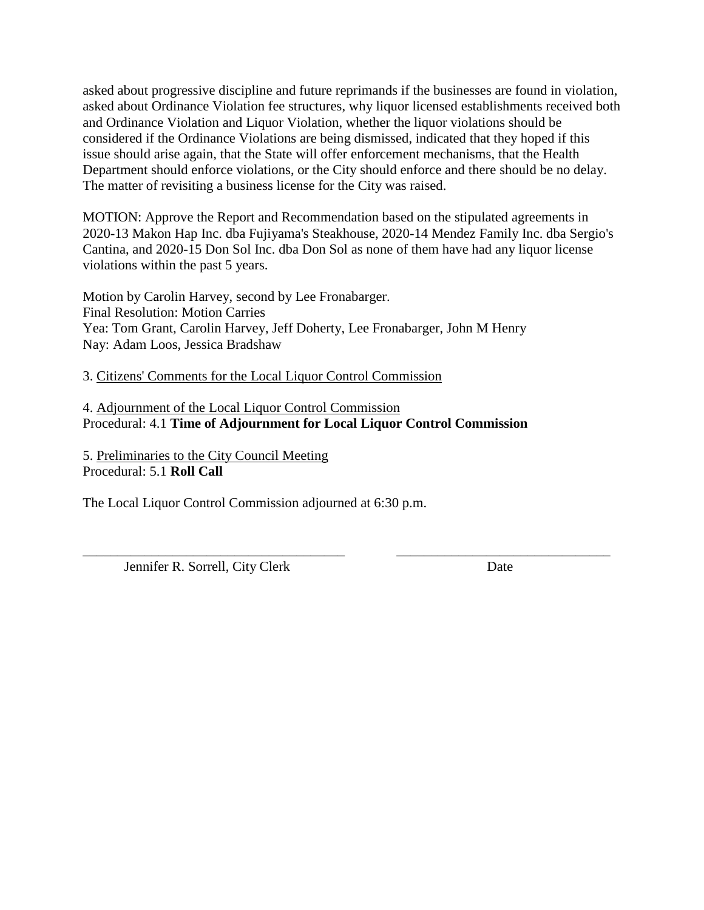asked about progressive discipline and future reprimands if the businesses are found in violation, asked about Ordinance Violation fee structures, why liquor licensed establishments received both and Ordinance Violation and Liquor Violation, whether the liquor violations should be considered if the Ordinance Violations are being dismissed, indicated that they hoped if this issue should arise again, that the State will offer enforcement mechanisms, that the Health Department should enforce violations, or the City should enforce and there should be no delay. The matter of revisiting a business license for the City was raised.

MOTION: Approve the Report and Recommendation based on the stipulated agreements in 2020-13 Makon Hap Inc. dba Fujiyama's Steakhouse, 2020-14 Mendez Family Inc. dba Sergio's Cantina, and 2020-15 Don Sol Inc. dba Don Sol as none of them have had any liquor license violations within the past 5 years.

Motion by Carolin Harvey, second by Lee Fronabarger.
Final Resolution: Motion Carries
Yea: Tom Grant, Carolin Harvey, Jeff Doherty, Lee Fronabarger, John M Henry
Nay: Adam Loos, Jessica Bradshaw

3. <u>Citizens' Comments for the Local Liquor Control Commission</u>

4. <u>Adjournment of the Local Liquor Control Commission</u>
Procedural: 4.1 **Time of Adjournment for Local Liquor Control Commission**

5. <u>Preliminaries to the City Council Meeting</u>
Procedural: 5.1 **Roll Call**

The Local Liquor Control Commission adjourned at 6:30 p.m.

\_\_\_\_\_\_\_\_\_\_\_\_\_\_\_\_\_\_\_\_\_\_\_\_\_\_\_\_\_\_\_\_\_\_\_\_\_\_ \_\_\_\_\_\_\_\_\_\_\_\_\_\_\_\_\_\_\_\_\_\_\_\_\_\_\_\_\_\_\_\_
Jennifer R. Sorrell, City Clerk Date